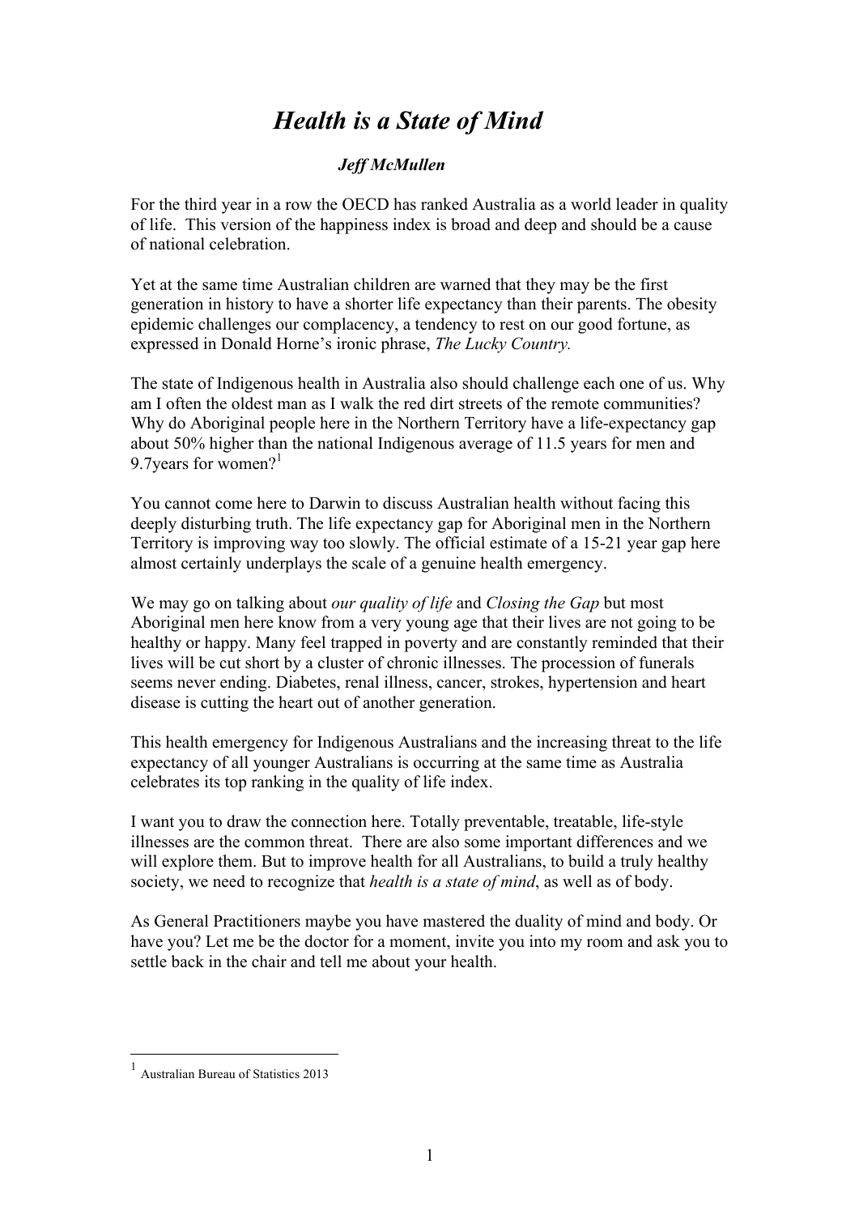# *Health is a State of Mind*

***Jeff McMullen***

For the third year in a row the OECD has ranked Australia as a world leader in quality of life. This version of the happiness index is broad and deep and should be a cause of national celebration.

Yet at the same time Australian children are warned that they may be the first generation in history to have a shorter life expectancy than their parents. The obesity epidemic challenges our complacency, a tendency to rest on our good fortune, as expressed in Donald Horne's ironic phrase, *The Lucky Country.*

The state of Indigenous health in Australia also should challenge each one of us. Why am I often the oldest man as I walk the red dirt streets of the remote communities? Why do Aboriginal people here in the Northern Territory have a life-expectancy gap about 50% higher than the national Indigenous average of 11.5 years for men and 9.7years for women?[1]

You cannot come here to Darwin to discuss Australian health without facing this deeply disturbing truth. The life expectancy gap for Aboriginal men in the Northern Territory is improving way too slowly. The official estimate of a 15-21 year gap here almost certainly underplays the scale of a genuine health emergency.

We may go on talking about *our quality of life* and *Closing the Gap* but most Aboriginal men here know from a very young age that their lives are not going to be healthy or happy. Many feel trapped in poverty and are constantly reminded that their lives will be cut short by a cluster of chronic illnesses. The procession of funerals seems never ending. Diabetes, renal illness, cancer, strokes, hypertension and heart disease is cutting the heart out of another generation.

This health emergency for Indigenous Australians and the increasing threat to the life expectancy of all younger Australians is occurring at the same time as Australia celebrates its top ranking in the quality of life index.

I want you to draw the connection here. Totally preventable, treatable, life-style illnesses are the common threat. There are also some important differences and we will explore them. But to improve health for all Australians, to build a truly healthy society, we need to recognize that *health is a state of mind*, as well as of body.

As General Practitioners maybe you have mastered the duality of mind and body. Or have you? Let me be the doctor for a moment, invite you into my room and ask you to settle back in the chair and tell me about your health.

---

[1] Australian Bureau of Statistics 2013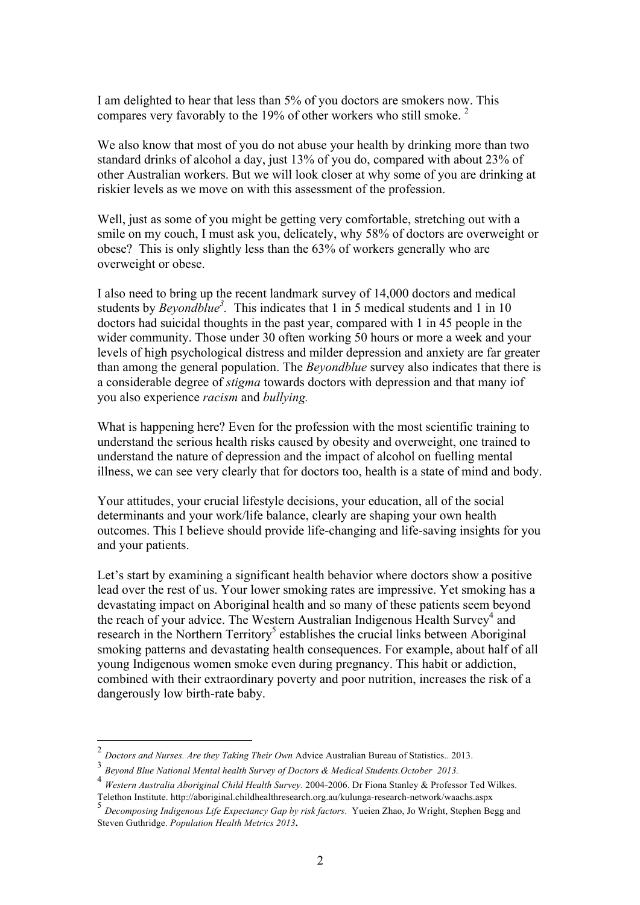I am delighted to hear that less than 5% of you doctors are smokers now. This compares very favorably to the 19% of other workers who still smoke. [2]

We also know that most of you do not abuse your health by drinking more than two standard drinks of alcohol a day, just 13% of you do, compared with about 23% of other Australian workers. But we will look closer at why some of you are drinking at riskier levels as we move on with this assessment of the profession.

Well, just as some of you might be getting very comfortable, stretching out with a smile on my couch, I must ask you, delicately, why 58% of doctors are overweight or obese? This is only slightly less than the 63% of workers generally who are overweight or obese.

I also need to bring up the recent landmark survey of 14,000 doctors and medical students by *Beyondblue*[3]. This indicates that 1 in 5 medical students and 1 in 10 doctors had suicidal thoughts in the past year, compared with 1 in 45 people in the wider community. Those under 30 often working 50 hours or more a week and your levels of high psychological distress and milder depression and anxiety are far greater than among the general population. The *Beyondblue* survey also indicates that there is a considerable degree of *stigma* towards doctors with depression and that many iof you also experience *racism* and *bullying.*

What is happening here? Even for the profession with the most scientific training to understand the serious health risks caused by obesity and overweight, one trained to understand the nature of depression and the impact of alcohol on fuelling mental illness, we can see very clearly that for doctors too, health is a state of mind and body.

Your attitudes, your crucial lifestyle decisions, your education, all of the social determinants and your work/life balance, clearly are shaping your own health outcomes. This I believe should provide life-changing and life-saving insights for you and your patients.

Let's start by examining a significant health behavior where doctors show a positive lead over the rest of us. Your lower smoking rates are impressive. Yet smoking has a devastating impact on Aboriginal health and so many of these patients seem beyond the reach of your advice. The Western Australian Indigenous Health Survey[4] and research in the Northern Territory[5] establishes the crucial links between Aboriginal smoking patterns and devastating health consequences. For example, about half of all young Indigenous women smoke even during pregnancy. This habit or addiction, combined with their extraordinary poverty and poor nutrition, increases the risk of a dangerously low birth-rate baby.

---

[2] *Doctors and Nurses. Are they Taking Their Own* Advice Australian Bureau of Statistics.. 2013.

[3] *Beyond Blue National Mental health Survey of Doctors & Medical Students.October 2013.*

[4] *Western Australia Aboriginal Child Health Survey*. 2004-2006. Dr Fiona Stanley & Professor Ted Wilkes. Telethon Institute. http://aboriginal.childhealthresearch.org.au/kulunga-research-network/waachs.aspx

[5] *Decomposing Indigenous Life Expectancy Gap by risk factors*. Yueien Zhao, Jo Wright, Stephen Begg and Steven Guthridge. *Population Health Metrics 2013*.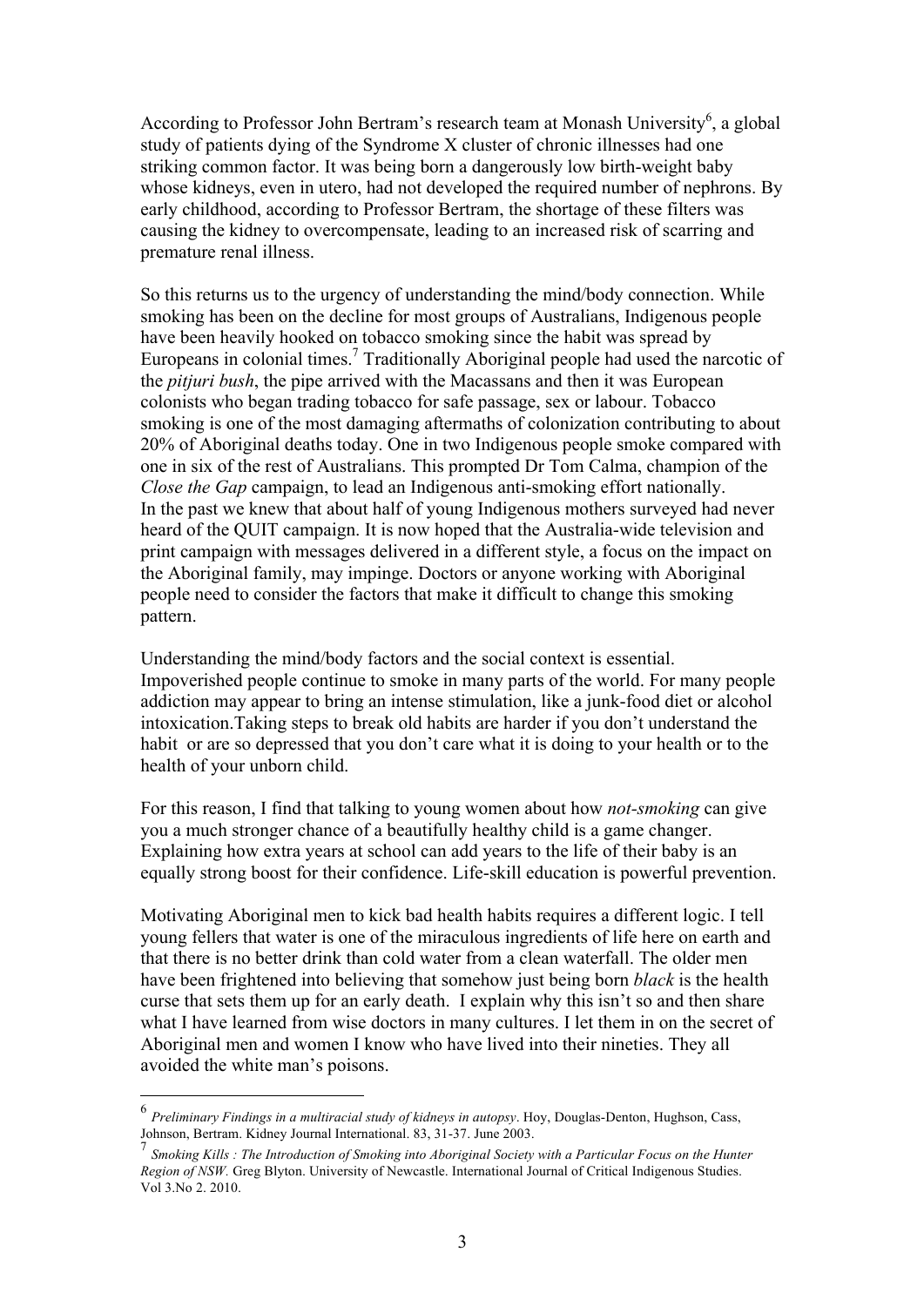According to Professor John Bertram's research team at Monash University[6], a global study of patients dying of the Syndrome X cluster of chronic illnesses had one striking common factor. It was being born a dangerously low birth-weight baby whose kidneys, even in utero, had not developed the required number of nephrons. By early childhood, according to Professor Bertram, the shortage of these filters was causing the kidney to overcompensate, leading to an increased risk of scarring and premature renal illness.

So this returns us to the urgency of understanding the mind/body connection. While smoking has been on the decline for most groups of Australians, Indigenous people have been heavily hooked on tobacco smoking since the habit was spread by Europeans in colonial times.[7] Traditionally Aboriginal people had used the narcotic of the *pitjuri bush*, the pipe arrived with the Macassans and then it was European colonists who began trading tobacco for safe passage, sex or labour. Tobacco smoking is one of the most damaging aftermaths of colonization contributing to about 20% of Aboriginal deaths today. One in two Indigenous people smoke compared with one in six of the rest of Australians. This prompted Dr Tom Calma, champion of the *Close the Gap* campaign, to lead an Indigenous anti-smoking effort nationally. In the past we knew that about half of young Indigenous mothers surveyed had never heard of the QUIT campaign. It is now hoped that the Australia-wide television and print campaign with messages delivered in a different style, a focus on the impact on the Aboriginal family, may impinge. Doctors or anyone working with Aboriginal people need to consider the factors that make it difficult to change this smoking pattern.

Understanding the mind/body factors and the social context is essential. Impoverished people continue to smoke in many parts of the world. For many people addiction may appear to bring an intense stimulation, like a junk-food diet or alcohol intoxication.Taking steps to break old habits are harder if you don't understand the habit or are so depressed that you don't care what it is doing to your health or to the health of your unborn child.

For this reason, I find that talking to young women about how *not-smoking* can give you a much stronger chance of a beautifully healthy child is a game changer. Explaining how extra years at school can add years to the life of their baby is an equally strong boost for their confidence. Life-skill education is powerful prevention.

Motivating Aboriginal men to kick bad health habits requires a different logic. I tell young fellers that water is one of the miraculous ingredients of life here on earth and that there is no better drink than cold water from a clean waterfall. The older men have been frightened into believing that somehow just being born *black* is the health curse that sets them up for an early death. I explain why this isn't so and then share what I have learned from wise doctors in many cultures. I let them in on the secret of Aboriginal men and women I know who have lived into their nineties. They all avoided the white man's poisons.

---

[6] *Preliminary Findings in a multiracial study of kidneys in autopsy*. Hoy, Douglas-Denton, Hughson, Cass, Johnson, Bertram. Kidney Journal International. 83, 31-37. June 2003.

[7] *Smoking Kills : The Introduction of Smoking into Aboriginal Society with a Particular Focus on the Hunter Region of NSW.* Greg Blyton. University of Newcastle. International Journal of Critical Indigenous Studies. Vol 3.No 2. 2010.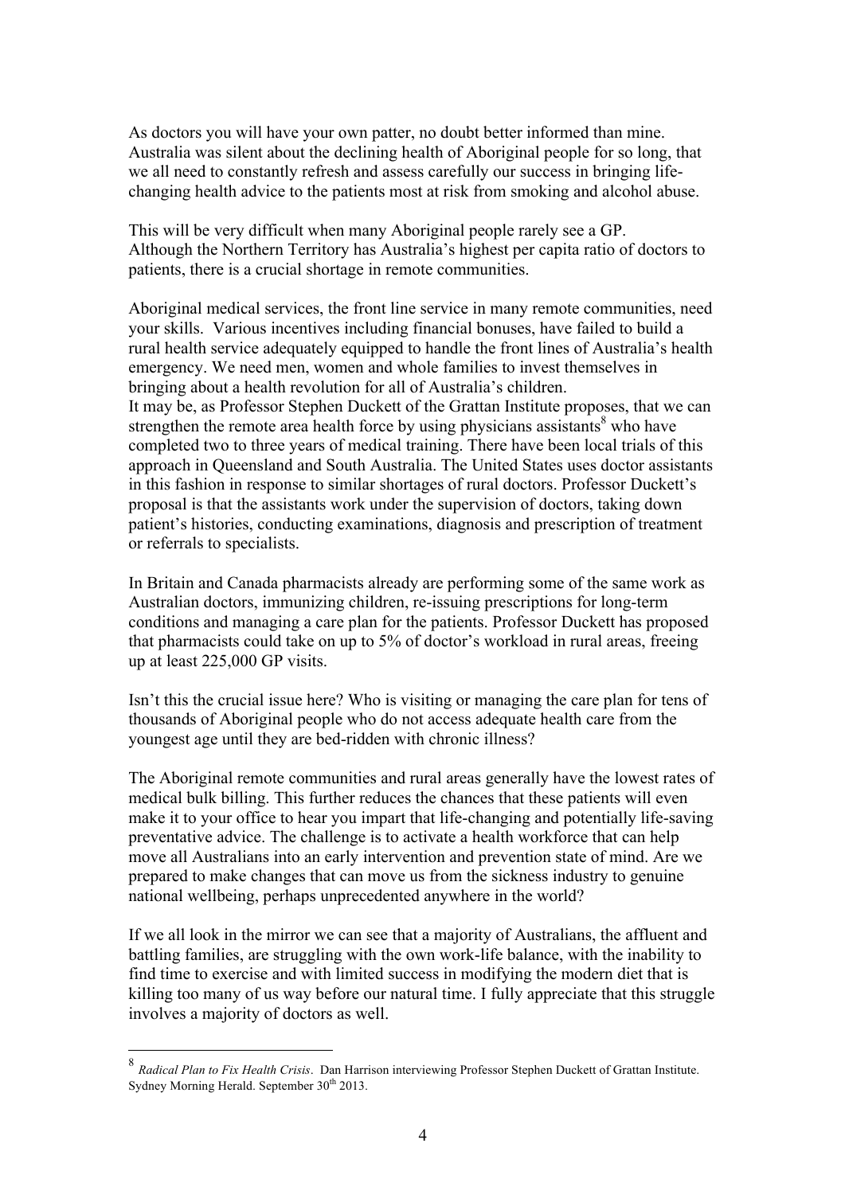As doctors you will have your own patter, no doubt better informed than mine. Australia was silent about the declining health of Aboriginal people for so long, that we all need to constantly refresh and assess carefully our success in bringing life-changing health advice to the patients most at risk from smoking and alcohol abuse.

This will be very difficult when many Aboriginal people rarely see a GP. Although the Northern Territory has Australia's highest per capita ratio of doctors to patients, there is a crucial shortage in remote communities.

Aboriginal medical services, the front line service in many remote communities, need your skills. Various incentives including financial bonuses, have failed to build a rural health service adequately equipped to handle the front lines of Australia's health emergency. We need men, women and whole families to invest themselves in bringing about a health revolution for all of Australia's children.

It may be, as Professor Stephen Duckett of the Grattan Institute proposes, that we can strengthen the remote area health force by using physicians assistants[8] who have completed two to three years of medical training. There have been local trials of this approach in Queensland and South Australia. The United States uses doctor assistants in this fashion in response to similar shortages of rural doctors. Professor Duckett's proposal is that the assistants work under the supervision of doctors, taking down patient's histories, conducting examinations, diagnosis and prescription of treatment or referrals to specialists.

In Britain and Canada pharmacists already are performing some of the same work as Australian doctors, immunizing children, re-issuing prescriptions for long-term conditions and managing a care plan for the patients. Professor Duckett has proposed that pharmacists could take on up to 5% of doctor's workload in rural areas, freeing up at least 225,000 GP visits.

Isn't this the crucial issue here? Who is visiting or managing the care plan for tens of thousands of Aboriginal people who do not access adequate health care from the youngest age until they are bed-ridden with chronic illness?

The Aboriginal remote communities and rural areas generally have the lowest rates of medical bulk billing. This further reduces the chances that these patients will even make it to your office to hear you impart that life-changing and potentially life-saving preventative advice. The challenge is to activate a health workforce that can help move all Australians into an early intervention and prevention state of mind. Are we prepared to make changes that can move us from the sickness industry to genuine national wellbeing, perhaps unprecedented anywhere in the world?

If we all look in the mirror we can see that a majority of Australians, the affluent and battling families, are struggling with the own work-life balance, with the inability to find time to exercise and with limited success in modifying the modern diet that is killing too many of us way before our natural time. I fully appreciate that this struggle involves a majority of doctors as well.

---

[8] *Radical Plan to Fix Health Crisis*. Dan Harrison interviewing Professor Stephen Duckett of Grattan Institute. Sydney Morning Herald. September 30th 2013.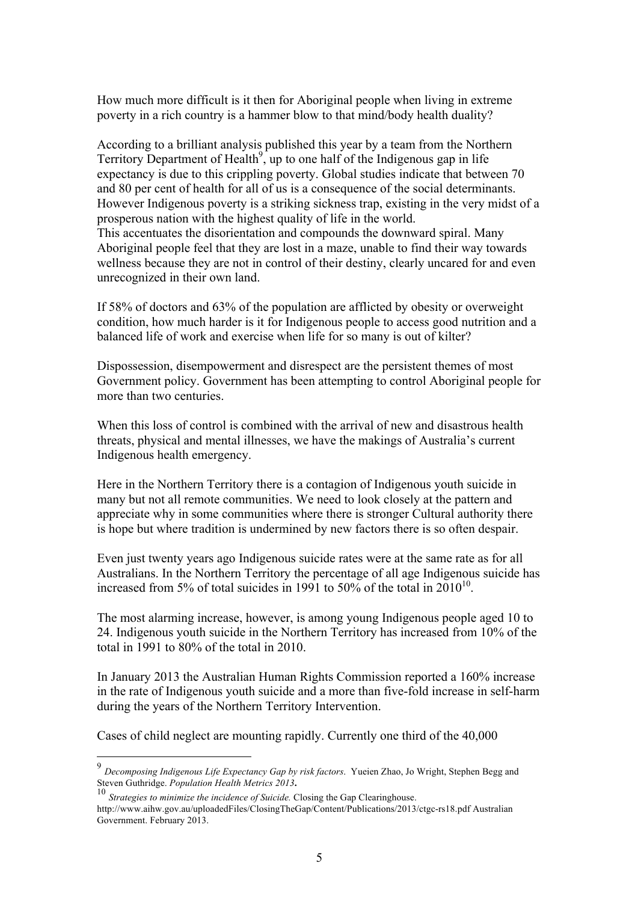How much more difficult is it then for Aboriginal people when living in extreme poverty in a rich country is a hammer blow to that mind/body health duality?

According to a brilliant analysis published this year by a team from the Northern Territory Department of Health[9], up to one half of the Indigenous gap in life expectancy is due to this crippling poverty. Global studies indicate that between 70 and 80 per cent of health for all of us is a consequence of the social determinants. However Indigenous poverty is a striking sickness trap, existing in the very midst of a prosperous nation with the highest quality of life in the world.
This accentuates the disorientation and compounds the downward spiral. Many Aboriginal people feel that they are lost in a maze, unable to find their way towards wellness because they are not in control of their destiny, clearly uncared for and even unrecognized in their own land.

If 58% of doctors and 63% of the population are afflicted by obesity or overweight condition, how much harder is it for Indigenous people to access good nutrition and a balanced life of work and exercise when life for so many is out of kilter?

Dispossession, disempowerment and disrespect are the persistent themes of most Government policy. Government has been attempting to control Aboriginal people for more than two centuries.

When this loss of control is combined with the arrival of new and disastrous health threats, physical and mental illnesses, we have the makings of Australia's current Indigenous health emergency.

Here in the Northern Territory there is a contagion of Indigenous youth suicide in many but not all remote communities. We need to look closely at the pattern and appreciate why in some communities where there is stronger Cultural authority there is hope but where tradition is undermined by new factors there is so often despair.

Even just twenty years ago Indigenous suicide rates were at the same rate as for all Australians. In the Northern Territory the percentage of all age Indigenous suicide has increased from 5% of total suicides in 1991 to 50% of the total in 2010[10].

The most alarming increase, however, is among young Indigenous people aged 10 to 24. Indigenous youth suicide in the Northern Territory has increased from 10% of the total in 1991 to 80% of the total in 2010.

In January 2013 the Australian Human Rights Commission reported a 160% increase in the rate of Indigenous youth suicide and a more than five-fold increase in self-harm during the years of the Northern Territory Intervention.

Cases of child neglect are mounting rapidly. Currently one third of the 40,000

---

[9] *Decomposing Indigenous Life Expectancy Gap by risk factors.* Yueien Zhao, Jo Wright, Stephen Begg and Steven Guthridge. *Population Health Metrics 2013***.**

[10] *Strategies to minimize the incidence of Suicide.* Closing the Gap Clearinghouse. http://www.aihw.gov.au/uploadedFiles/ClosingTheGap/Content/Publications/2013/ctgc-rs18.pdf Australian Government. February 2013.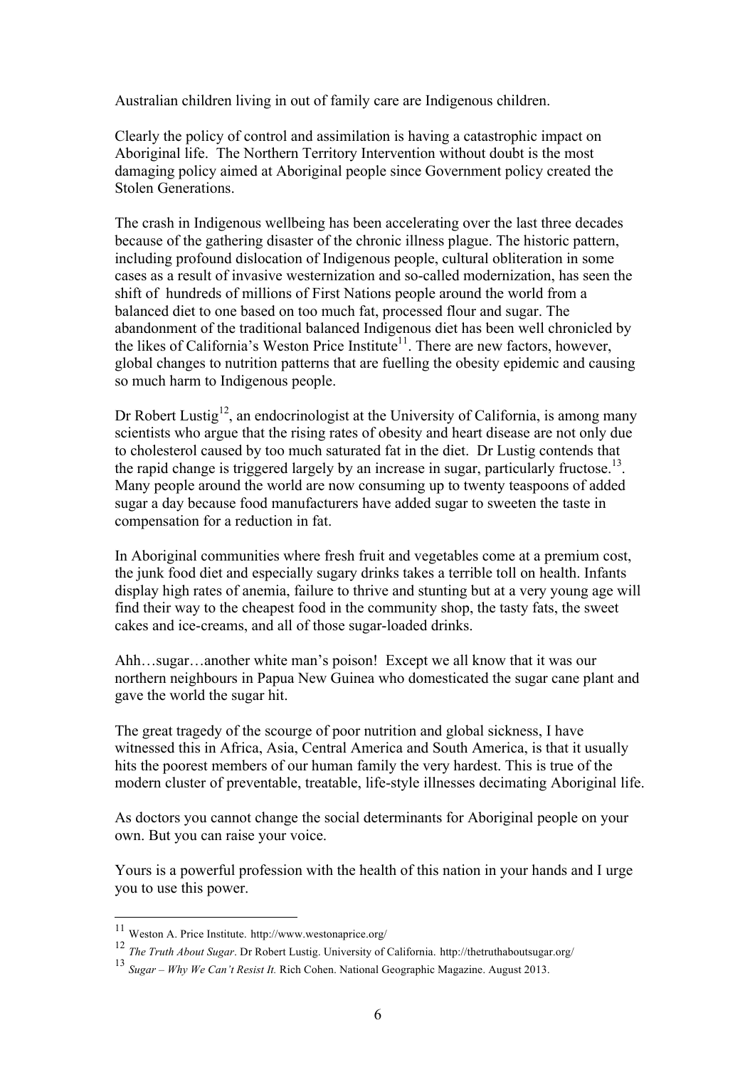Australian children living in out of family care are Indigenous children.

Clearly the policy of control and assimilation is having a catastrophic impact on Aboriginal life. The Northern Territory Intervention without doubt is the most damaging policy aimed at Aboriginal people since Government policy created the Stolen Generations.

The crash in Indigenous wellbeing has been accelerating over the last three decades because of the gathering disaster of the chronic illness plague. The historic pattern, including profound dislocation of Indigenous people, cultural obliteration in some cases as a result of invasive westernization and so-called modernization, has seen the shift of hundreds of millions of First Nations people around the world from a balanced diet to one based on too much fat, processed flour and sugar. The abandonment of the traditional balanced Indigenous diet has been well chronicled by the likes of California's Weston Price Institute[11]. There are new factors, however, global changes to nutrition patterns that are fuelling the obesity epidemic and causing so much harm to Indigenous people.

Dr Robert Lustig[12], an endocrinologist at the University of California, is among many scientists who argue that the rising rates of obesity and heart disease are not only due to cholesterol caused by too much saturated fat in the diet. Dr Lustig contends that the rapid change is triggered largely by an increase in sugar, particularly fructose.[13]. Many people around the world are now consuming up to twenty teaspoons of added sugar a day because food manufacturers have added sugar to sweeten the taste in compensation for a reduction in fat.

In Aboriginal communities where fresh fruit and vegetables come at a premium cost, the junk food diet and especially sugary drinks takes a terrible toll on health. Infants display high rates of anemia, failure to thrive and stunting but at a very young age will find their way to the cheapest food in the community shop, the tasty fats, the sweet cakes and ice-creams, and all of those sugar-loaded drinks.

Ahh…sugar…another white man's poison! Except we all know that it was our northern neighbours in Papua New Guinea who domesticated the sugar cane plant and gave the world the sugar hit.

The great tragedy of the scourge of poor nutrition and global sickness, I have witnessed this in Africa, Asia, Central America and South America, is that it usually hits the poorest members of our human family the very hardest. This is true of the modern cluster of preventable, treatable, life-style illnesses decimating Aboriginal life.

As doctors you cannot change the social determinants for Aboriginal people on your own. But you can raise your voice.

Yours is a powerful profession with the health of this nation in your hands and I urge you to use this power.

---

[11] Weston A. Price Institute. http://www.westonaprice.org/

[12] *The Truth About Sugar*. Dr Robert Lustig. University of California. http://thetruthaboutsugar.org/

[13] *Sugar – Why We Can't Resist It.* Rich Cohen. National Geographic Magazine. August 2013.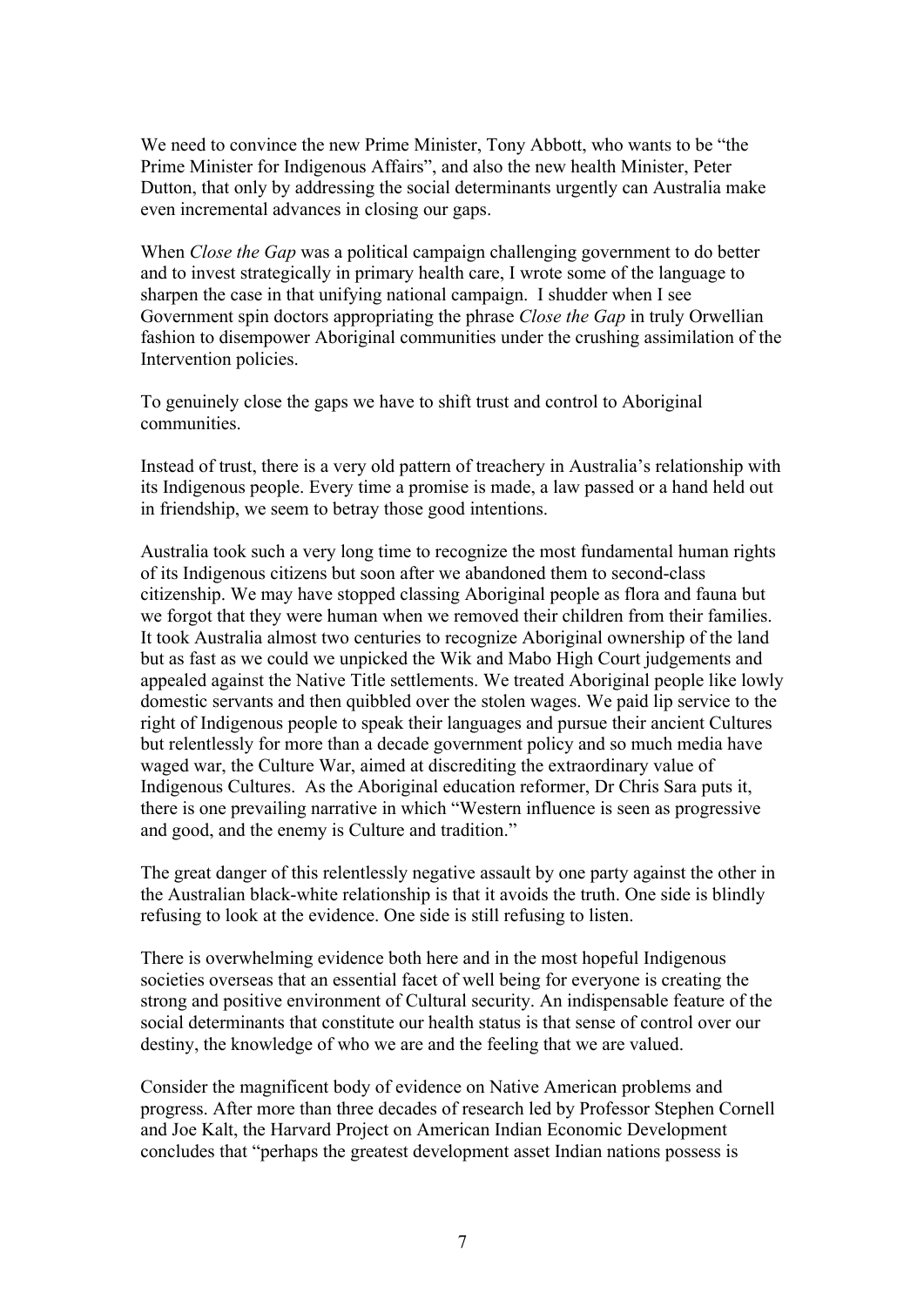We need to convince the new Prime Minister, Tony Abbott, who wants to be "the Prime Minister for Indigenous Affairs", and also the new health Minister, Peter Dutton, that only by addressing the social determinants urgently can Australia make even incremental advances in closing our gaps.

When *Close the Gap* was a political campaign challenging government to do better and to invest strategically in primary health care, I wrote some of the language to sharpen the case in that unifying national campaign. I shudder when I see Government spin doctors appropriating the phrase *Close the Gap* in truly Orwellian fashion to disempower Aboriginal communities under the crushing assimilation of the Intervention policies.

To genuinely close the gaps we have to shift trust and control to Aboriginal communities.

Instead of trust, there is a very old pattern of treachery in Australia's relationship with its Indigenous people. Every time a promise is made, a law passed or a hand held out in friendship, we seem to betray those good intentions.

Australia took such a very long time to recognize the most fundamental human rights of its Indigenous citizens but soon after we abandoned them to second-class citizenship. We may have stopped classing Aboriginal people as flora and fauna but we forgot that they were human when we removed their children from their families. It took Australia almost two centuries to recognize Aboriginal ownership of the land but as fast as we could we unpicked the Wik and Mabo High Court judgements and appealed against the Native Title settlements. We treated Aboriginal people like lowly domestic servants and then quibbled over the stolen wages. We paid lip service to the right of Indigenous people to speak their languages and pursue their ancient Cultures but relentlessly for more than a decade government policy and so much media have waged war, the Culture War, aimed at discrediting the extraordinary value of Indigenous Cultures. As the Aboriginal education reformer, Dr Chris Sara puts it, there is one prevailing narrative in which "Western influence is seen as progressive and good, and the enemy is Culture and tradition."

The great danger of this relentlessly negative assault by one party against the other in the Australian black-white relationship is that it avoids the truth. One side is blindly refusing to look at the evidence. One side is still refusing to listen.

There is overwhelming evidence both here and in the most hopeful Indigenous societies overseas that an essential facet of well being for everyone is creating the strong and positive environment of Cultural security. An indispensable feature of the social determinants that constitute our health status is that sense of control over our destiny, the knowledge of who we are and the feeling that we are valued.

Consider the magnificent body of evidence on Native American problems and progress. After more than three decades of research led by Professor Stephen Cornell and Joe Kalt, the Harvard Project on American Indian Economic Development concludes that "perhaps the greatest development asset Indian nations possess is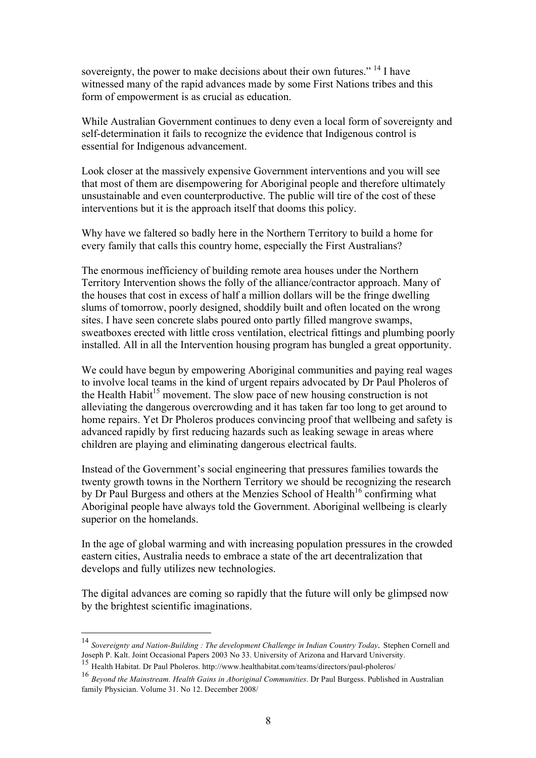sovereignty, the power to make decisions about their own futures." [14] I have witnessed many of the rapid advances made by some First Nations tribes and this form of empowerment is as crucial as education.

While Australian Government continues to deny even a local form of sovereignty and self-determination it fails to recognize the evidence that Indigenous control is essential for Indigenous advancement.

Look closer at the massively expensive Government interventions and you will see that most of them are disempowering for Aboriginal people and therefore ultimately unsustainable and even counterproductive. The public will tire of the cost of these interventions but it is the approach itself that dooms this policy.

Why have we faltered so badly here in the Northern Territory to build a home for every family that calls this country home, especially the First Australians?

The enormous inefficiency of building remote area houses under the Northern Territory Intervention shows the folly of the alliance/contractor approach. Many of the houses that cost in excess of half a million dollars will be the fringe dwelling slums of tomorrow, poorly designed, shoddily built and often located on the wrong sites. I have seen concrete slabs poured onto partly filled mangrove swamps, sweatboxes erected with little cross ventilation, electrical fittings and plumbing poorly installed. All in all the Intervention housing program has bungled a great opportunity.

We could have begun by empowering Aboriginal communities and paying real wages to involve local teams in the kind of urgent repairs advocated by Dr Paul Pholeros of the Health Habit[15] movement. The slow pace of new housing construction is not alleviating the dangerous overcrowding and it has taken far too long to get around to home repairs. Yet Dr Pholeros produces convincing proof that wellbeing and safety is advanced rapidly by first reducing hazards such as leaking sewage in areas where children are playing and eliminating dangerous electrical faults.

Instead of the Government's social engineering that pressures families towards the twenty growth towns in the Northern Territory we should be recognizing the research by Dr Paul Burgess and others at the Menzies School of Health[16] confirming what Aboriginal people have always told the Government. Aboriginal wellbeing is clearly superior on the homelands.

In the age of global warming and with increasing population pressures in the crowded eastern cities, Australia needs to embrace a state of the art decentralization that develops and fully utilizes new technologies.

The digital advances are coming so rapidly that the future will only be glimpsed now by the brightest scientific imaginations.

---

[14] *Sovereignty and Nation-Building : The development Challenge in Indian Country Today*. Stephen Cornell and Joseph P. Kalt. Joint Occasional Papers 2003 No 33. University of Arizona and Harvard University.

[15] Health Habitat. Dr Paul Pholeros. http://www.healthabitat.com/teams/directors/paul-pholeros/

[16] *Beyond the Mainstream. Health Gains in Aboriginal Communities*. Dr Paul Burgess. Published in Australian family Physician. Volume 31. No 12. December 2008/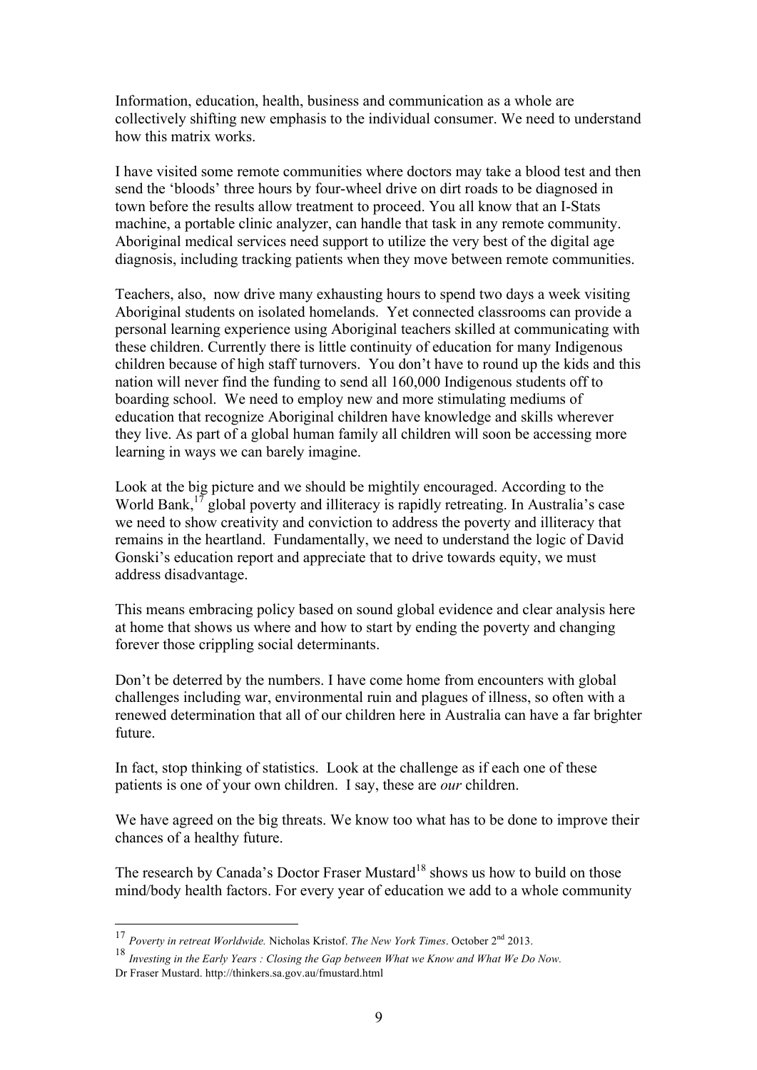Information, education, health, business and communication as a whole are collectively shifting new emphasis to the individual consumer. We need to understand how this matrix works.

I have visited some remote communities where doctors may take a blood test and then send the 'bloods' three hours by four-wheel drive on dirt roads to be diagnosed in town before the results allow treatment to proceed. You all know that an I-Stats machine, a portable clinic analyzer, can handle that task in any remote community. Aboriginal medical services need support to utilize the very best of the digital age diagnosis, including tracking patients when they move between remote communities.

Teachers, also, now drive many exhausting hours to spend two days a week visiting Aboriginal students on isolated homelands. Yet connected classrooms can provide a personal learning experience using Aboriginal teachers skilled at communicating with these children. Currently there is little continuity of education for many Indigenous children because of high staff turnovers. You don't have to round up the kids and this nation will never find the funding to send all 160,000 Indigenous students off to boarding school. We need to employ new and more stimulating mediums of education that recognize Aboriginal children have knowledge and skills wherever they live. As part of a global human family all children will soon be accessing more learning in ways we can barely imagine.

Look at the big picture and we should be mightily encouraged. According to the World Bank,[17] global poverty and illiteracy is rapidly retreating. In Australia's case we need to show creativity and conviction to address the poverty and illiteracy that remains in the heartland. Fundamentally, we need to understand the logic of David Gonski's education report and appreciate that to drive towards equity, we must address disadvantage.

This means embracing policy based on sound global evidence and clear analysis here at home that shows us where and how to start by ending the poverty and changing forever those crippling social determinants.

Don't be deterred by the numbers. I have come home from encounters with global challenges including war, environmental ruin and plagues of illness, so often with a renewed determination that all of our children here in Australia can have a far brighter future.

In fact, stop thinking of statistics. Look at the challenge as if each one of these patients is one of your own children. I say, these are *our* children.

We have agreed on the big threats. We know too what has to be done to improve their chances of a healthy future.

The research by Canada's Doctor Fraser Mustard[18] shows us how to build on those mind/body health factors. For every year of education we add to a whole community

---

[17] *Poverty in retreat Worldwide.* Nicholas Kristof. *The New York Times*. October 2nd 2013.

[18] *Investing in the Early Years : Closing the Gap between What we Know and What We Do Now.* Dr Fraser Mustard. http://thinkers.sa.gov.au/fmustard.html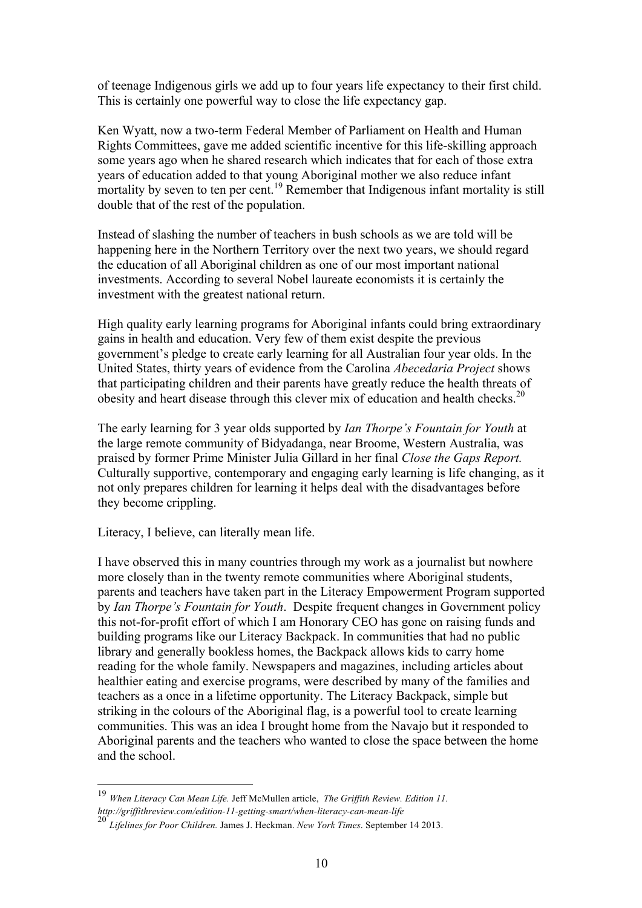of teenage Indigenous girls we add up to four years life expectancy to their first child. This is certainly one powerful way to close the life expectancy gap.

Ken Wyatt, now a two-term Federal Member of Parliament on Health and Human Rights Committees, gave me added scientific incentive for this life-skilling approach some years ago when he shared research which indicates that for each of those extra years of education added to that young Aboriginal mother we also reduce infant mortality by seven to ten per cent.[19] Remember that Indigenous infant mortality is still double that of the rest of the population.

Instead of slashing the number of teachers in bush schools as we are told will be happening here in the Northern Territory over the next two years, we should regard the education of all Aboriginal children as one of our most important national investments. According to several Nobel laureate economists it is certainly the investment with the greatest national return.

High quality early learning programs for Aboriginal infants could bring extraordinary gains in health and education. Very few of them exist despite the previous government's pledge to create early learning for all Australian four year olds. In the United States, thirty years of evidence from the Carolina *Abecedaria Project* shows that participating children and their parents have greatly reduce the health threats of obesity and heart disease through this clever mix of education and health checks.[20]

The early learning for 3 year olds supported by *Ian Thorpe's Fountain for Youth* at the large remote community of Bidyadanga, near Broome, Western Australia, was praised by former Prime Minister Julia Gillard in her final *Close the Gaps Report.* Culturally supportive, contemporary and engaging early learning is life changing, as it not only prepares children for learning it helps deal with the disadvantages before they become crippling.

Literacy, I believe, can literally mean life.

I have observed this in many countries through my work as a journalist but nowhere more closely than in the twenty remote communities where Aboriginal students, parents and teachers have taken part in the Literacy Empowerment Program supported by *Ian Thorpe's Fountain for Youth*. Despite frequent changes in Government policy this not-for-profit effort of which I am Honorary CEO has gone on raising funds and building programs like our Literacy Backpack. In communities that had no public library and generally bookless homes, the Backpack allows kids to carry home reading for the whole family. Newspapers and magazines, including articles about healthier eating and exercise programs, were described by many of the families and teachers as a once in a lifetime opportunity. The Literacy Backpack, simple but striking in the colours of the Aboriginal flag, is a powerful tool to create learning communities. This was an idea I brought home from the Navajo but it responded to Aboriginal parents and the teachers who wanted to close the space between the home and the school.

---

[19] *When Literacy Can Mean Life.* Jeff McMullen article, *The Griffith Review. Edition 11. http://griffithreview.com/edition-11-getting-smart/when-literacy-can-mean-life*

[20] *Lifelines for Poor Children.* James J. Heckman. *New York Times*. September 14 2013.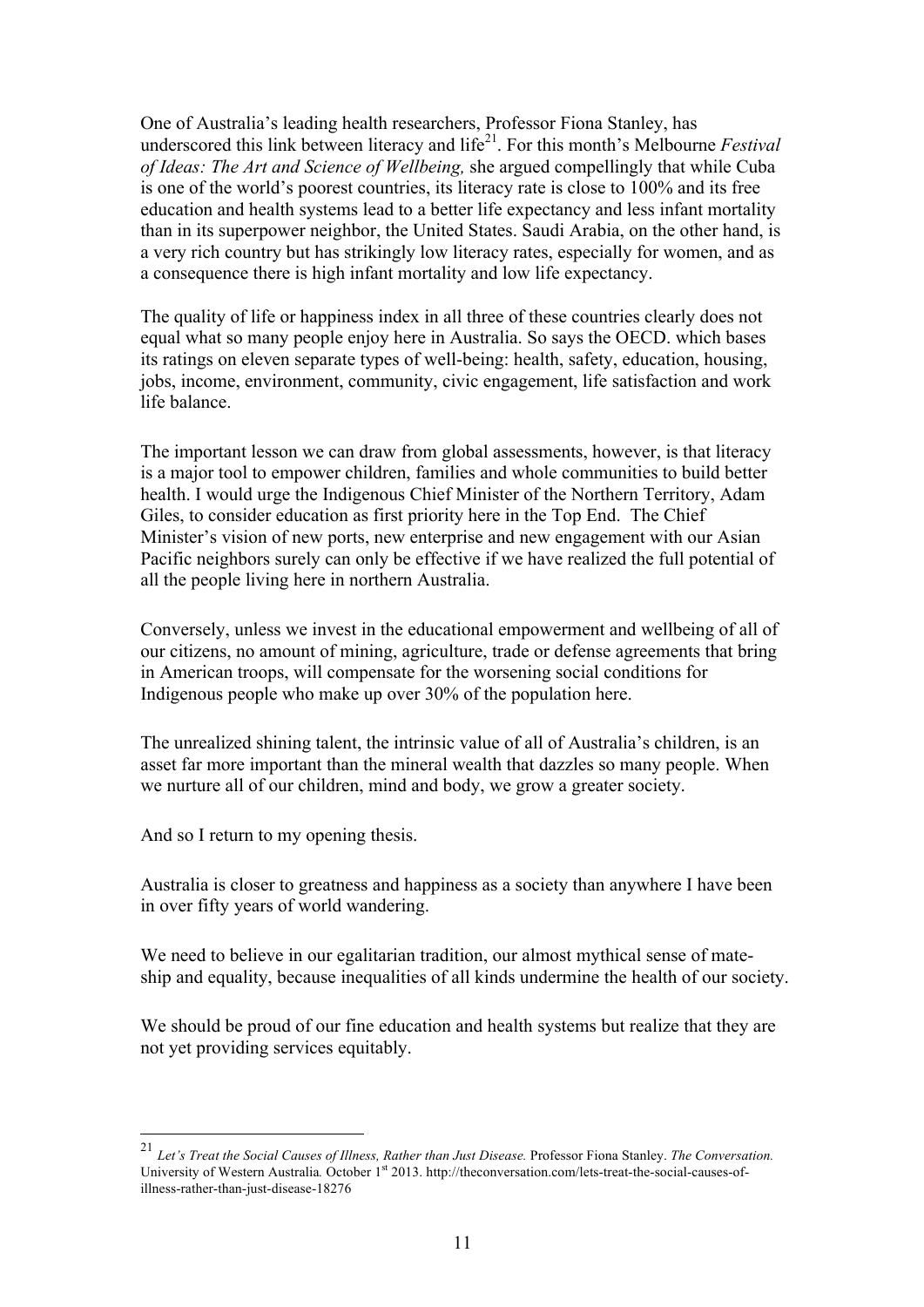One of Australia's leading health researchers, Professor Fiona Stanley, has underscored this link between literacy and life[21]. For this month's Melbourne *Festival of Ideas: The Art and Science of Wellbeing,* she argued compellingly that while Cuba is one of the world's poorest countries, its literacy rate is close to 100% and its free education and health systems lead to a better life expectancy and less infant mortality than in its superpower neighbor, the United States. Saudi Arabia, on the other hand, is a very rich country but has strikingly low literacy rates, especially for women, and as a consequence there is high infant mortality and low life expectancy.

The quality of life or happiness index in all three of these countries clearly does not equal what so many people enjoy here in Australia. So says the OECD. which bases its ratings on eleven separate types of well-being: health, safety, education, housing, jobs, income, environment, community, civic engagement, life satisfaction and work life balance.

The important lesson we can draw from global assessments, however, is that literacy is a major tool to empower children, families and whole communities to build better health. I would urge the Indigenous Chief Minister of the Northern Territory, Adam Giles, to consider education as first priority here in the Top End. The Chief Minister's vision of new ports, new enterprise and new engagement with our Asian Pacific neighbors surely can only be effective if we have realized the full potential of all the people living here in northern Australia.

Conversely, unless we invest in the educational empowerment and wellbeing of all of our citizens, no amount of mining, agriculture, trade or defense agreements that bring in American troops, will compensate for the worsening social conditions for Indigenous people who make up over 30% of the population here.

The unrealized shining talent, the intrinsic value of all of Australia's children, is an asset far more important than the mineral wealth that dazzles so many people. When we nurture all of our children, mind and body, we grow a greater society.

And so I return to my opening thesis.

Australia is closer to greatness and happiness as a society than anywhere I have been in over fifty years of world wandering.

We need to believe in our egalitarian tradition, our almost mythical sense of mate-ship and equality, because inequalities of all kinds undermine the health of our society.

We should be proud of our fine education and health systems but realize that they are not yet providing services equitably.

---

[21] *Let's Treat the Social Causes of Illness, Rather than Just Disease.* Professor Fiona Stanley. *The Conversation.* University of Western Australia*.* October 1st 2013. http://theconversation.com/lets-treat-the-social-causes-of-illness-rather-than-just-disease-18276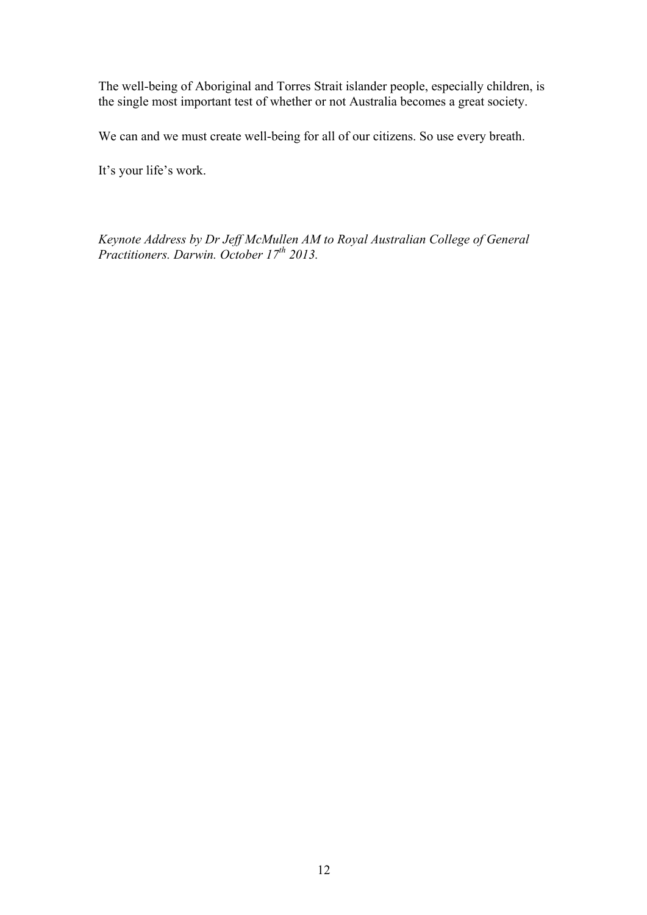The well-being of Aboriginal and Torres Strait islander people, especially children, is the single most important test of whether or not Australia becomes a great society.

We can and we must create well-being for all of our citizens. So use every breath.

It's your life's work.

*Keynote Address by Dr Jeff McMullen AM to Royal Australian College of General Practitioners. Darwin. October 17th 2013.*